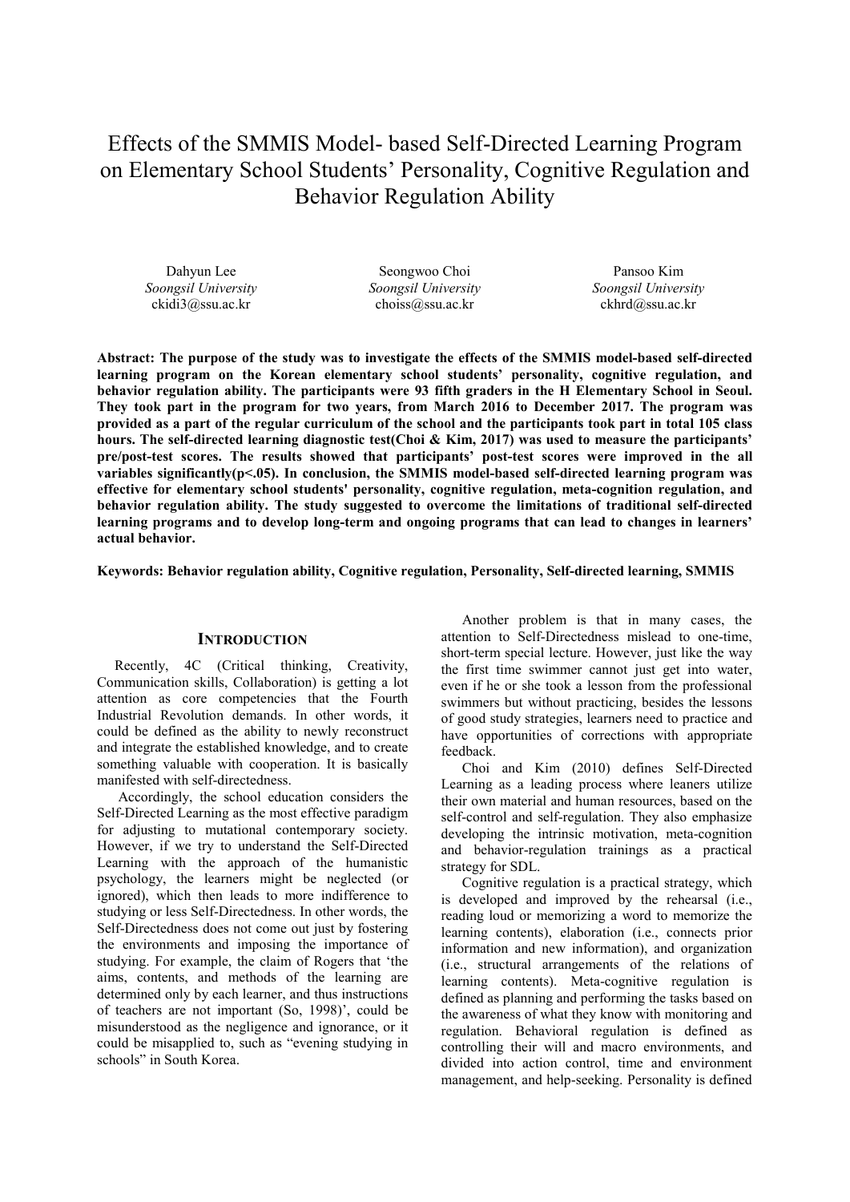# Effects of the SMMIS Model- based Self-Directed Learning Program on Elementary School Students' Personality, Cognitive Regulation and Behavior Regulation Ability

Dahyun Lee
*Soongsil University*
ckidi3@ssu.ac.kr

Seongwoo Choi
*Soongsil University*
choiss@ssu.ac.kr

Pansoo Kim
*Soongsil University*
ckhrd@ssu.ac.kr

**Abstract: The purpose of the study was to investigate the effects of the SMMIS model-based self-directed learning program on the Korean elementary school students' personality, cognitive regulation, and behavior regulation ability. The participants were 93 fifth graders in the H Elementary School in Seoul. They took part in the program for two years, from March 2016 to December 2017. The program was provided as a part of the regular curriculum of the school and the participants took part in total 105 class hours. The self-directed learning diagnostic test(Choi & Kim, 2017) was used to measure the participants' pre/post-test scores. The results showed that participants' post-test scores were improved in the all variables significantly($p<.05$). In conclusion, the SMMIS model-based self-directed learning program was effective for elementary school students' personality, cognitive regulation, meta-cognition regulation, and behavior regulation ability. The study suggested to overcome the limitations of traditional self-directed learning programs and to develop long-term and ongoing programs that can lead to changes in learners' actual behavior.**

**Keywords: Behavior regulation ability, Cognitive regulation, Personality, Self-directed learning, SMMIS**

## INTRODUCTION

Recently, 4C (Critical thinking, Creativity, Communication skills, Collaboration) is getting a lot attention as core competencies that the Fourth Industrial Revolution demands. In other words, it could be defined as the ability to newly reconstruct and integrate the established knowledge, and to create something valuable with cooperation. It is basically manifested with self-directedness.

Accordingly, the school education considers the Self-Directed Learning as the most effective paradigm for adjusting to mutational contemporary society. However, if we try to understand the Self-Directed Learning with the approach of the humanistic psychology, the learners might be neglected (or ignored), which then leads to more indifference to studying or less Self-Directedness. In other words, the Self-Directedness does not come out just by fostering the environments and imposing the importance of studying. For example, the claim of Rogers that 'the aims, contents, and methods of the learning are determined only by each learner, and thus instructions of teachers are not important (So, 1998)', could be misunderstood as the negligence and ignorance, or it could be misapplied to, such as "evening studying in schools" in South Korea.

Another problem is that in many cases, the attention to Self-Directedness mislead to one-time, short-term special lecture. However, just like the way the first time swimmer cannot just get into water, even if he or she took a lesson from the professional swimmers but without practicing, besides the lessons of good study strategies, learners need to practice and have opportunities of corrections with appropriate feedback.

Choi and Kim (2010) defines Self-Directed Learning as a leading process where leaners utilize their own material and human resources, based on the self-control and self-regulation. They also emphasize developing the intrinsic motivation, meta-cognition and behavior-regulation trainings as a practical strategy for SDL.

Cognitive regulation is a practical strategy, which is developed and improved by the rehearsal (i.e., reading loud or memorizing a word to memorize the learning contents), elaboration (i.e., connects prior information and new information), and organization (i.e., structural arrangements of the relations of learning contents). Meta-cognitive regulation is defined as planning and performing the tasks based on the awareness of what they know with monitoring and regulation. Behavioral regulation is defined as controlling their will and macro environments, and divided into action control, time and environment management, and help-seeking. Personality is defined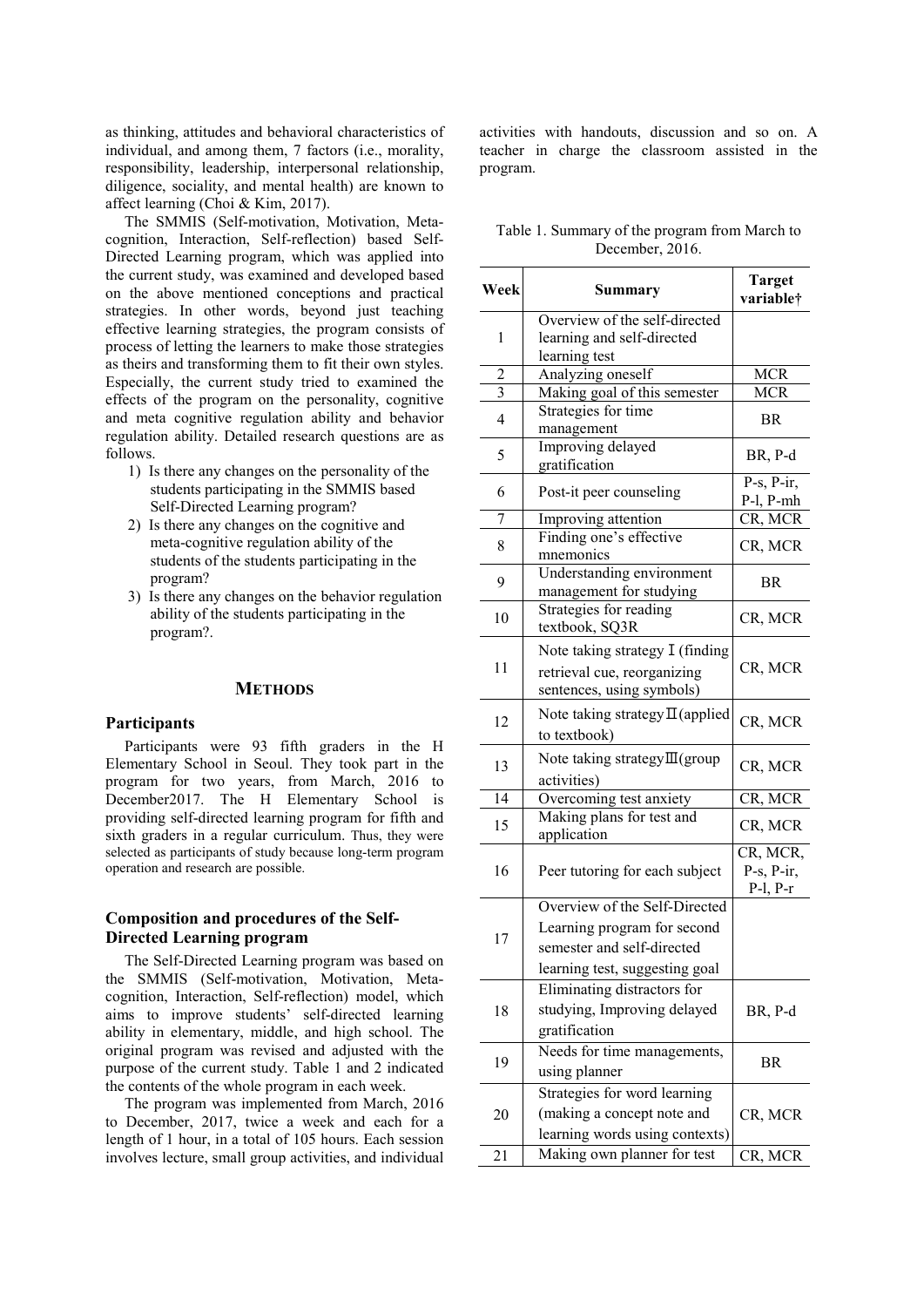as thinking, attitudes and behavioral characteristics of individual, and among them, 7 factors (i.e., morality, responsibility, leadership, interpersonal relationship, diligence, sociality, and mental health) are known to affect learning (Choi & Kim, 2017).

The SMMIS (Self-motivation, Motivation, Meta-cognition, Interaction, Self-reflection) based Self-Directed Learning program, which was applied into the current study, was examined and developed based on the above mentioned conceptions and practical strategies. In other words, beyond just teaching effective learning strategies, the program consists of process of letting the learners to make those strategies as theirs and transforming them to fit their own styles. Especially, the current study tried to examined the effects of the program on the personality, cognitive and meta cognitive regulation ability and behavior regulation ability. Detailed research questions are as follows.

1) Is there any changes on the personality of the students participating in the SMMIS based Self-Directed Learning program?
2) Is there any changes on the cognitive and meta-cognitive regulation ability of the students of the students participating in the program?
3) Is there any changes on the behavior regulation ability of the students participating in the program?.

## METHODS

### Participants

Participants were 93 fifth graders in the H Elementary School in Seoul. They took part in the program for two years, from March, 2016 to December2017. The H Elementary School is providing self-directed learning program for fifth and sixth graders in a regular curriculum. Thus, they were selected as participants of study because long-term program operation and research are possible.

### Composition and procedures of the Self-Directed Learning program

The Self-Directed Learning program was based on the SMMIS (Self-motivation, Motivation, Meta-cognition, Interaction, Self-reflection) model, which aims to improve students' self-directed learning ability in elementary, middle, and high school. The original program was revised and adjusted with the purpose of the current study. Table 1 and 2 indicated the contents of the whole program in each week.

The program was implemented from March, 2016 to December, 2017, twice a week and each for a length of 1 hour, in a total of 105 hours. Each session involves lecture, small group activities, and individual activities with handouts, discussion and so on. A teacher in charge the classroom assisted in the program.

Table 1. Summary of the program from March to December, 2016.

| Week | Summary | Target variable† |
|---|---|---|
| 1 | Overview of the self-directed learning and self-directed learning test | |
| 2 | Analyzing oneself | MCR |
| 3 | Making goal of this semester | MCR |
| 4 | Strategies for time management | BR |
| 5 | Improving delayed gratification | BR, P-d |
| 6 | Post-it peer counseling | P-s, P-ir, P-l, P-mh |
| 7 | Improving attention | CR, MCR |
| 8 | Finding one's effective mnemonics | CR, MCR |
| 9 | Understanding environment management for studying | BR |
| 10 | Strategies for reading textbook, SQ3R | CR, MCR |
| 11 | Note taking strategy Ⅰ (finding retrieval cue, reorganizing sentences, using symbols) | CR, MCR |
| 12 | Note taking strategy Ⅱ (applied to textbook) | CR, MCR |
| 13 | Note taking strategy Ⅲ (group activities) | CR, MCR |
| 14 | Overcoming test anxiety | CR, MCR |
| 15 | Making plans for test and application | CR, MCR |
| 16 | Peer tutoring for each subject | CR, MCR, P-s, P-ir, P-l, P-r |
| 17 | Overview of the Self-Directed Learning program for second semester and self-directed learning test, suggesting goal | |
| 18 | Eliminating distractors for studying, Improving delayed gratification | BR, P-d |
| 19 | Needs for time managements, using planner | BR |
| 20 | Strategies for word learning (making a concept note and learning words using contexts) | CR, MCR |
| 21 | Making own planner for test | CR, MCR |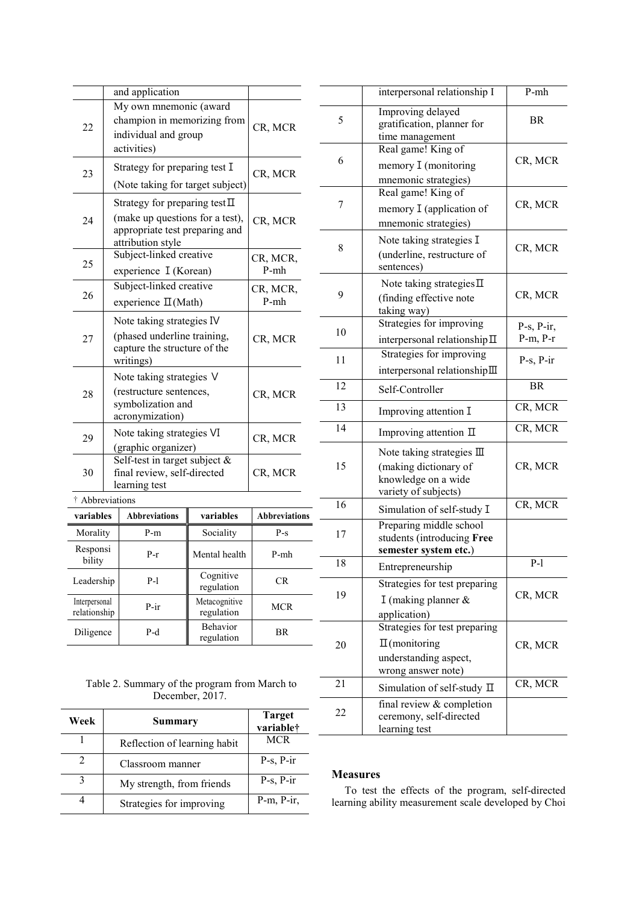| Week | Summary | Target variable† |
|---|---|---|
| | and application | |
| 22 | My own mnemonic (award champion in memorizing from individual and group activities) | CR, MCR |
| 23 | Strategy for preparing test Ⅰ (Note taking for target subject) | CR, MCR |
| 24 | Strategy for preparing test Ⅱ (make up questions for a test), appropriate test preparing and attribution style | CR, MCR |
| 25 | Subject-linked creative experience Ⅰ (Korean) | CR, MCR, P-mh |
| 26 | Subject-linked creative experience Ⅱ (Math) | CR, MCR, P-mh |
| 27 | Note taking strategies Ⅳ (phased underline training, capture the structure of the writings) | CR, MCR |
| 28 | Note taking strategies Ⅴ (restructure sentences, symbolization and acronymization) | CR, MCR |
| 29 | Note taking strategies Ⅵ (graphic organizer) | CR, MCR |
| 30 | Self-test in target subject & final review, self-directed learning test | CR, MCR |

† Abbreviations

| variables | Abbreviations | variables | Abbreviations |
|---|---|---|---|
| Morality | P-m | Sociality | P-s |
| Responsibility | P-r | Mental health | P-mh |
| Leadership | P-l | Cognitive regulation | CR |
| Interpersonal relationship | P-ir | Metacognitive regulation | MCR |
| Diligence | P-d | Behavior regulation | BR |

Table 2. Summary of the program from March to December, 2017.

| Week | Summary | Target variable† |
|---|---|---|
| 1 | Reflection of learning habit | MCR |
| 2 | Classroom manner | P-s, P-ir |
| 3 | My strength, from friends | P-s, P-ir |
| 4 | Strategies for improving interpersonal relationship Ⅰ | P-m, P-ir, P-mh |
| 5 | Improving delayed gratification, planner for time management | BR |
| 6 | Real game! King of memory Ⅰ (monitoring mnemonic strategies) | CR, MCR |
| 7 | Real game! King of memory Ⅰ (application of mnemonic strategies) | CR, MCR |
| 8 | Note taking strategies Ⅰ (underline, restructure of sentences) | CR, MCR |
| 9 | Note taking strategies Ⅱ (finding effective note taking way) | CR, MCR |
| 10 | Strategies for improving interpersonal relationship Ⅱ | P-s, P-ir, P-m, P-r |
| 11 | Strategies for improving interpersonal relationship Ⅲ | P-s, P-ir |
| 12 | Self-Controller | BR |
| 13 | Improving attention Ⅰ | CR, MCR |
| 14 | Improving attention Ⅱ | CR, MCR |
| 15 | Note taking strategies Ⅲ (making dictionary of knowledge on a wide variety of subjects) | CR, MCR |
| 16 | Simulation of self-study Ⅰ | CR, MCR |
| 17 | Preparing middle school students (introducing **Free semester system etc.**) | |
| 18 | Entrepreneurship | P-l |
| 19 | Strategies for test preparing Ⅰ (making planner & application) | CR, MCR |
| 20 | Strategies for test preparing Ⅱ (monitoring understanding aspect, wrong answer note) | CR, MCR |
| 21 | Simulation of self-study Ⅱ | CR, MCR |
| 22 | final review & completion ceremony, self-directed learning test | |

### Measures

To test the effects of the program, self-directed learning ability measurement scale developed by Choi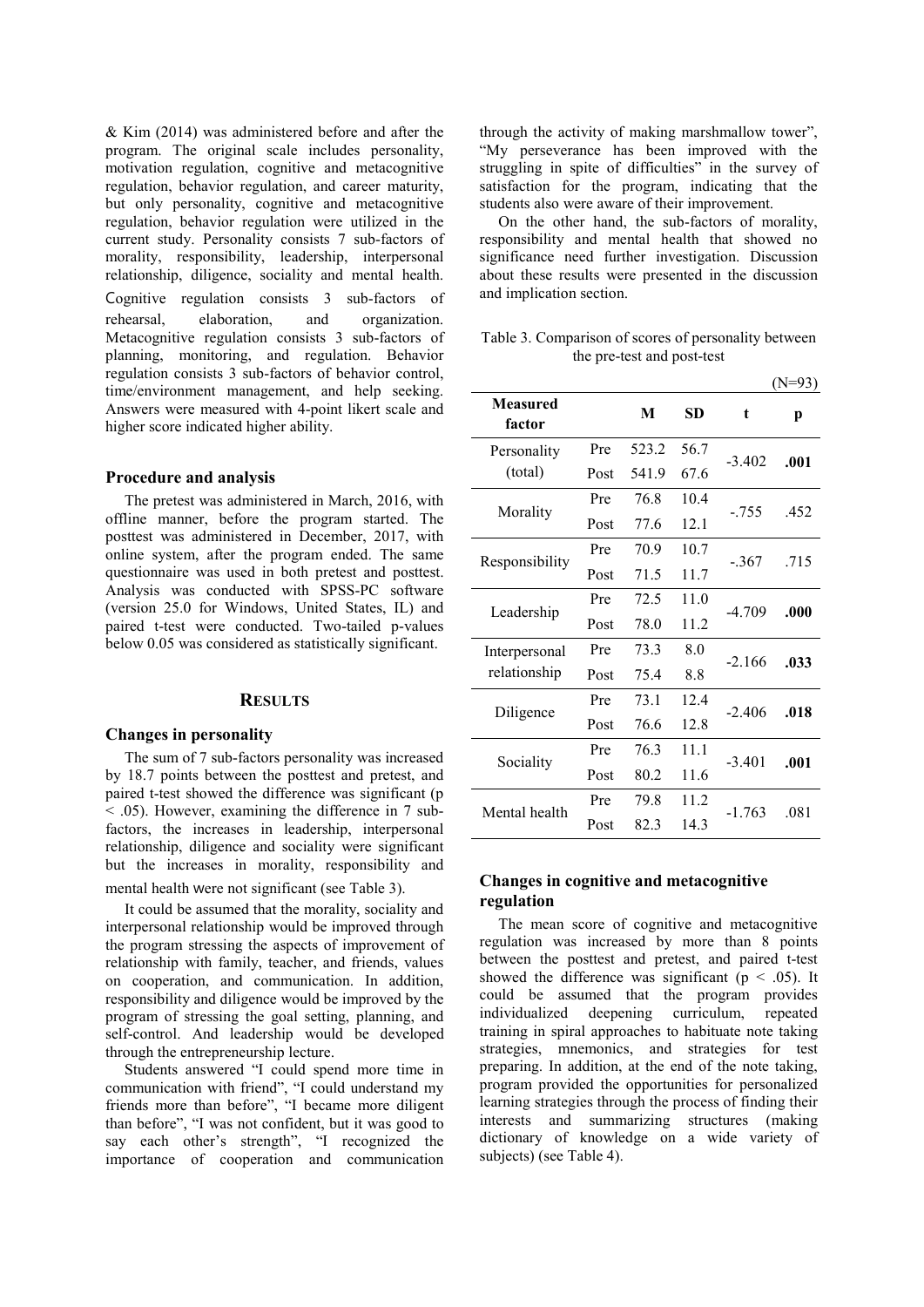& Kim (2014) was administered before and after the program. The original scale includes personality, motivation regulation, cognitive and metacognitive regulation, behavior regulation, and career maturity, but only personality, cognitive and metacognitive regulation, behavior regulation were utilized in the current study. Personality consists 7 sub-factors of morality, responsibility, leadership, interpersonal relationship, diligence, sociality and mental health. Cognitive regulation consists 3 sub-factors of rehearsal, elaboration, and organization. Metacognitive regulation consists 3 sub-factors of planning, monitoring, and regulation. Behavior regulation consists 3 sub-factors of behavior control, time/environment management, and help seeking. Answers were measured with 4-point likert scale and higher score indicated higher ability.

### Procedure and analysis

The pretest was administered in March, 2016, with offline manner, before the program started. The posttest was administered in December, 2017, with online system, after the program ended. The same questionnaire was used in both pretest and posttest. Analysis was conducted with SPSS-PC software (version 25.0 for Windows, United States, IL) and paired t-test were conducted. Two-tailed p-values below 0.05 was considered as statistically significant.

## RESULTS

### Changes in personality

The sum of 7 sub-factors personality was increased by 18.7 points between the posttest and pretest, and paired t-test showed the difference was significant ($p < .05$). However, examining the difference in 7 sub-factors, the increases in leadership, interpersonal relationship, diligence and sociality were significant but the increases in morality, responsibility and mental health were not significant (see Table 3).

It could be assumed that the morality, sociality and interpersonal relationship would be improved through the program stressing the aspects of improvement of relationship with family, teacher, and friends, values on cooperation, and communication. In addition, responsibility and diligence would be improved by the program of stressing the goal setting, planning, and self-control. And leadership would be developed through the entrepreneurship lecture.

Students answered "I could spend more time in communication with friend", "I could understand my friends more than before", "I became more diligent than before", "I was not confident, but it was good to say each other's strength", "I recognized the importance of cooperation and communication through the activity of making marshmallow tower", "My perseverance has been improved with the struggling in spite of difficulties" in the survey of satisfaction for the program, indicating that the students also were aware of their improvement.

On the other hand, the sub-factors of morality, responsibility and mental health that showed no significance need further investigation. Discussion about these results were presented in the discussion and implication section.

Table 3. Comparison of scores of personality between the pre-test and post-test

(N=93)

| Measured factor | | M | SD | t | p |
|---|---|---|---|---|---|
| Personality (total) | Pre | 523.2 | 56.7 | -3.402 | **.001** |
| | Post | 541.9 | 67.6 | | |
| Morality | Pre | 76.8 | 10.4 | -.755 | .452 |
| | Post | 77.6 | 12.1 | | |
| Responsibility | Pre | 70.9 | 10.7 | -.367 | .715 |
| | Post | 71.5 | 11.7 | | |
| Leadership | Pre | 72.5 | 11.0 | -4.709 | **.000** |
| | Post | 78.0 | 11.2 | | |
| Interpersonal relationship | Pre | 73.3 | 8.0 | -2.166 | **.033** |
| | Post | 75.4 | 8.8 | | |
| Diligence | Pre | 73.1 | 12.4 | -2.406 | **.018** |
| | Post | 76.6 | 12.8 | | |
| Sociality | Pre | 76.3 | 11.1 | -3.401 | **.001** |
| | Post | 80.2 | 11.6 | | |
| Mental health | Pre | 79.8 | 11.2 | -1.763 | .081 |
| | Post | 82.3 | 14.3 | | |

### Changes in cognitive and metacognitive regulation

The mean score of cognitive and metacognitive regulation was increased by more than 8 points between the posttest and pretest, and paired t-test showed the difference was significant ($p < .05$). It could be assumed that the program provides individualized deepening curriculum, repeated training in spiral approaches to habituate note taking strategies, mnemonics, and strategies for test preparing. In addition, at the end of the note taking, program provided the opportunities for personalized learning strategies through the process of finding their interests and summarizing structures (making dictionary of knowledge on a wide variety of subjects) (see Table 4).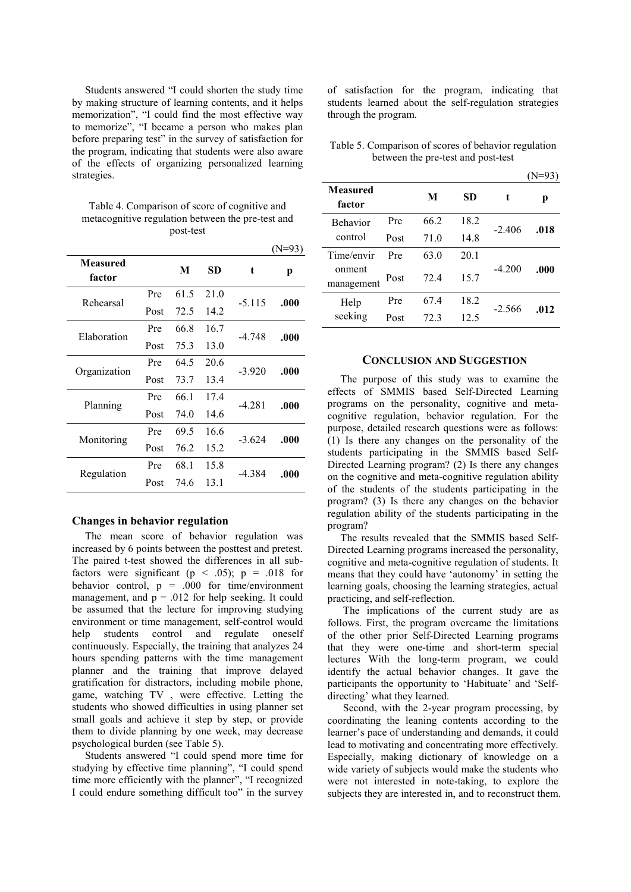Students answered "I could shorten the study time by making structure of learning contents, and it helps memorization", "I could find the most effective way to memorize", "I became a person who makes plan before preparing test" in the survey of satisfaction for the program, indicating that students were also aware of the effects of organizing personalized learning strategies.

Table 4. Comparison of score of cognitive and metacognitive regulation between the pre-test and post-test

(N=93)

| Measured factor | | M | SD | t | p |
|---|---|---|---|---|---|
| Rehearsal | Pre | 61.5 | 21.0 | -5.115 | **.000** |
| | Post | 72.5 | 14.2 | | |
| Elaboration | Pre | 66.8 | 16.7 | -4.748 | **.000** |
| | Post | 75.3 | 13.0 | | |
| Organization | Pre | 64.5 | 20.6 | -3.920 | **.000** |
| | Post | 73.7 | 13.4 | | |
| Planning | Pre | 66.1 | 17.4 | -4.281 | **.000** |
| | Post | 74.0 | 14.6 | | |
| Monitoring | Pre | 69.5 | 16.6 | -3.624 | **.000** |
| | Post | 76.2 | 15.2 | | |
| Regulation | Pre | 68.1 | 15.8 | -4.384 | **.000** |
| | Post | 74.6 | 13.1 | | |

### Changes in behavior regulation

The mean score of behavior regulation was increased by 6 points between the posttest and pretest. The paired t-test showed the differences in all sub-factors were significant ($p < .05$); $p = .018$ for behavior control, $p = .000$ for time/environment management, and $p = .012$ for help seeking. It could be assumed that the lecture for improving studying environment or time management, self-control would help students control and regulate oneself continuously. Especially, the training that analyzes 24 hours spending patterns with the time management planner and the training that improve delayed gratification for distractors, including mobile phone, game, watching TV , were effective. Letting the students who showed difficulties in using planner set small goals and achieve it step by step, or provide them to divide planning by one week, may decrease psychological burden (see Table 5).

Students answered "I could spend more time for studying by effective time planning", "I could spend time more efficiently with the planner", "I recognized I could endure something difficult too" in the survey of satisfaction for the program, indicating that students learned about the self-regulation strategies through the program.

Table 5. Comparison of scores of behavior regulation between the pre-test and post-test

(N=93)

| Measured factor | | M | SD | t | p |
|---|---|---|---|---|---|
| Behavior control | Pre | 66.2 | 18.2 | -2.406 | **.018** |
| | Post | 71.0 | 14.8 | | |
| Time/environment management | Pre | 63.0 | 20.1 | -4.200 | **.000** |
| | Post | 72.4 | 15.7 | | |
| Help seeking | Pre | 67.4 | 18.2 | -2.566 | **.012** |
| | Post | 72.3 | 12.5 | | |

## CONCLUSION AND SUGGESTION

The purpose of this study was to examine the effects of SMMIS based Self-Directed Learning programs on the personality, cognitive and meta-cognitive regulation, behavior regulation. For the purpose, detailed research questions were as follows: (1) Is there any changes on the personality of the students participating in the SMMIS based Self-Directed Learning program? (2) Is there any changes on the cognitive and meta-cognitive regulation ability of the students of the students participating in the program? (3) Is there any changes on the behavior regulation ability of the students participating in the program?

The results revealed that the SMMIS based Self-Directed Learning programs increased the personality, cognitive and meta-cognitive regulation of students. It means that they could have 'autonomy' in setting the learning goals, choosing the learning strategies, actual practicing, and self-reflection.

The implications of the current study are as follows. First, the program overcame the limitations of the other prior Self-Directed Learning programs that they were one-time and short-term special lectures With the long-term program, we could identify the actual behavior changes. It gave the participants the opportunity to 'Habituate' and 'Self-directing' what they learned.

Second, with the 2-year program processing, by coordinating the leaning contents according to the learner's pace of understanding and demands, it could lead to motivating and concentrating more effectively. Especially, making dictionary of knowledge on a wide variety of subjects would make the students who were not interested in note-taking, to explore the subjects they are interested in, and to reconstruct them.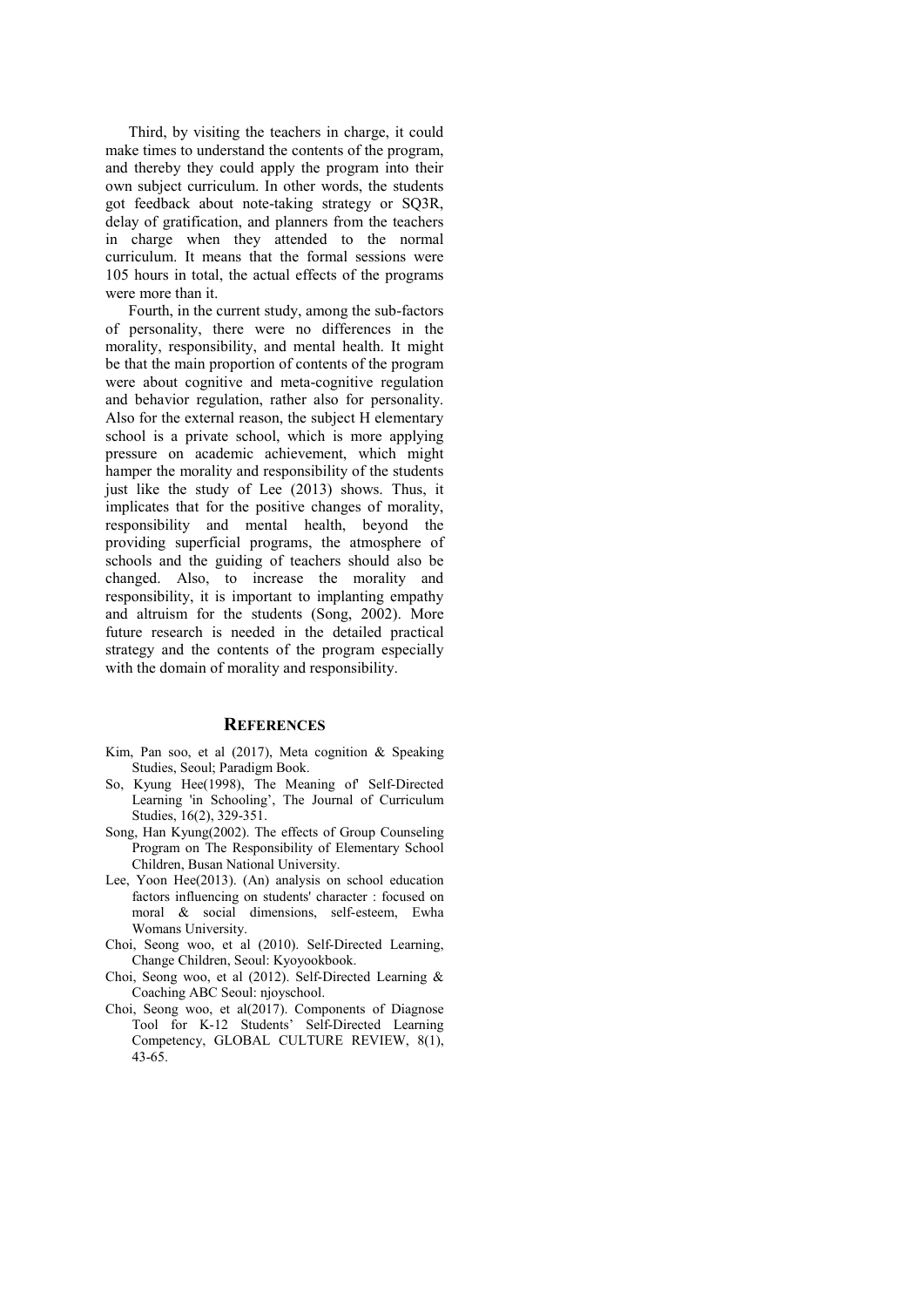Third, by visiting the teachers in charge, it could make times to understand the contents of the program, and thereby they could apply the program into their own subject curriculum. In other words, the students got feedback about note-taking strategy or SQ3R, delay of gratification, and planners from the teachers in charge when they attended to the normal curriculum. It means that the formal sessions were 105 hours in total, the actual effects of the programs were more than it.

Fourth, in the current study, among the sub-factors of personality, there were no differences in the morality, responsibility, and mental health. It might be that the main proportion of contents of the program were about cognitive and meta-cognitive regulation and behavior regulation, rather also for personality. Also for the external reason, the subject H elementary school is a private school, which is more applying pressure on academic achievement, which might hamper the morality and responsibility of the students just like the study of Lee (2013) shows. Thus, it implicates that for the positive changes of morality, responsibility and mental health, beyond the providing superficial programs, the atmosphere of schools and the guiding of teachers should also be changed. Also, to increase the morality and responsibility, it is important to implanting empathy and altruism for the students (Song, 2002). More future research is needed in the detailed practical strategy and the contents of the program especially with the domain of morality and responsibility.

## References

- Kim, Pan soo, et al (2017), Meta cognition & Speaking Studies, Seoul; Paradigm Book.
- So, Kyung Hee(1998), The Meaning of' Self-Directed Learning 'in Schooling', The Journal of Curriculum Studies, 16(2), 329-351.
- Song, Han Kyung(2002). The effects of Group Counseling Program on The Responsibility of Elementary School Children, Busan National University.
- Lee, Yoon Hee(2013). (An) analysis on school education factors influencing on students' character : focused on moral & social dimensions, self-esteem, Ewha Womans University.
- Choi, Seong woo, et al (2010). Self-Directed Learning, Change Children, Seoul: Kyoyookbook.
- Choi, Seong woo, et al (2012). Self-Directed Learning & Coaching ABC Seoul: njoyschool.
- Choi, Seong woo, et al(2017). Components of Diagnose Tool for K-12 Students' Self-Directed Learning Competency, GLOBAL CULTURE REVIEW, 8(1), 43-65.